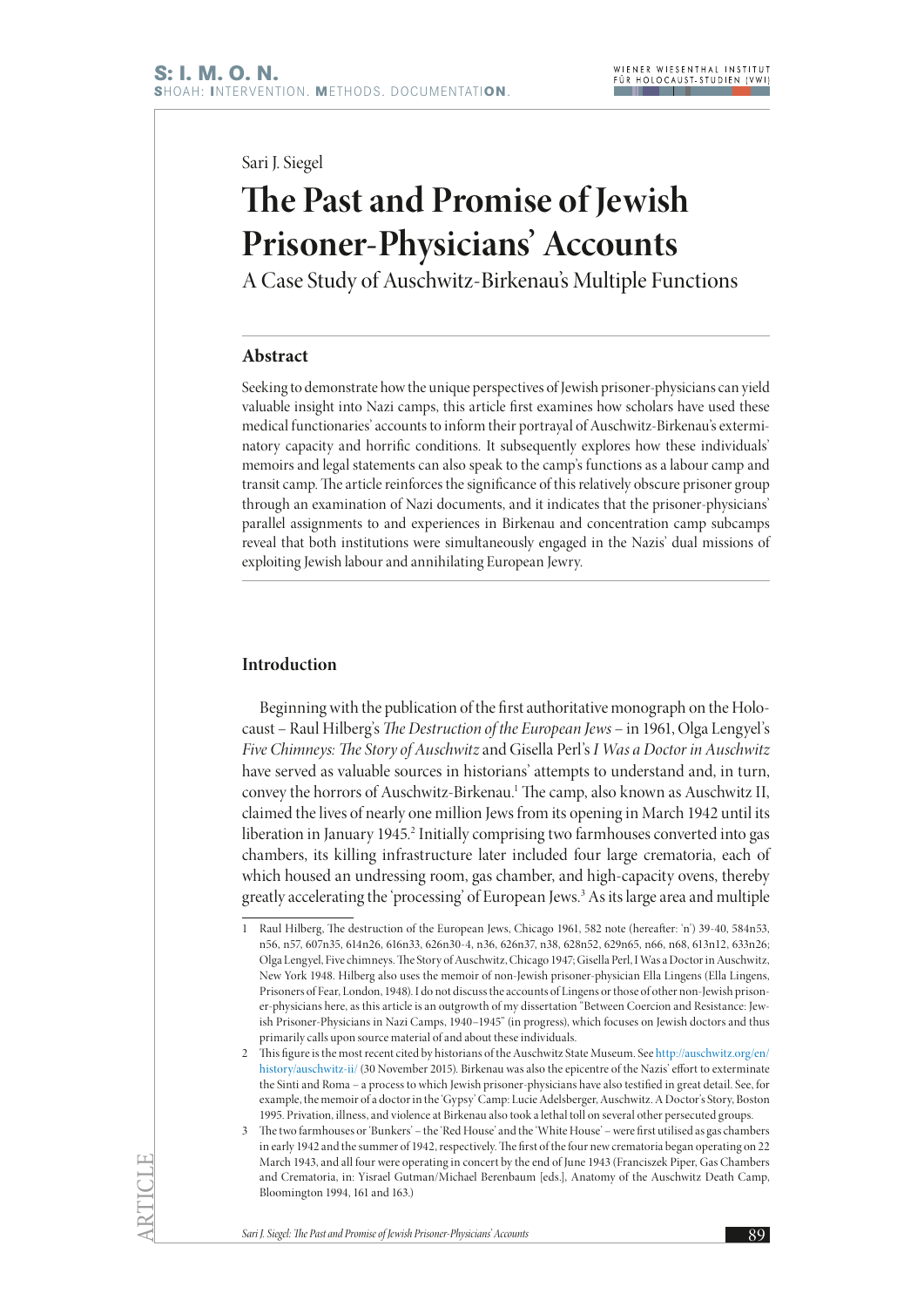Sari J. Siegel

# The Past and Promise of Jewish Prisoner-Physicians' Accounts

A Case Study of Auschwitz-Birkenau's Multiple Functions

## Abstract

Seeking to demonstrate how the unique perspectives of Jewish prisoner-physicians can yield valuable insight into Nazi camps, this article first examines how scholars have used these medical functionaries' accounts to inform their portrayal of Auschwitz-Birkenau's exterminatory capacity and horrific conditions. It subsequently explores how these individuals' memoirs and legal statements can also speak to the camp's functions as a labour camp and transit camp. The article reinforces the significance of this relatively obscure prisoner group through an examination of Nazi documents, and it indicates that the prisoner-physicians' parallel assignments to and experiences in Birkenau and concentration camp subcamps reveal that both institutions were simultaneously engaged in the Nazis' dual missions of exploiting Jewish labour and annihilating European Jewry.

## Introduction

Beginning with the publication of the first authoritative monograph on the Holocaust – Raul Hilberg's *The Destruction of the European Jews* – in 1961, Olga Lengyel's *Five Chimneys: The Story of Auschwitz* and Gisella Perl's *I Was a Doctor in Auschwitz* have served as valuable sources in historians' attempts to understand and, in turn, convey the horrors of Auschwitz-Birkenau.[1] The camp, also known as Auschwitz II, claimed the lives of nearly one million Jews from its opening in March 1942 until its liberation in January 1945.[2] Initially comprising two farmhouses converted into gas chambers, its killing infrastructure later included four large crematoria, each of which housed an undressing room, gas chamber, and high-capacity ovens, thereby greatly accelerating the 'processing' of European Jews.[3] As its large area and multiple

1 Raul Hilberg, The destruction of the European Jews, Chicago 1961, 582 note (hereafter: 'n') 39-40, 584n53, n56, n57, 607n35, 614n26, 616n33, 626n30-4, n36, 626n37, n38, 628n52, 629n65, n66, n68, 613n12, 633n26; Olga Lengyel, Five chimneys. The Story of Auschwitz, Chicago 1947; Gisella Perl, I Was a Doctor in Auschwitz, New York 1948. Hilberg also uses the memoir of non-Jewish prisoner-physician Ella Lingens (Ella Lingens, Prisoners of Fear, London, 1948). I do not discuss the accounts of Lingens or those of other non-Jewish prisoner-physicians here, as this article is an outgrowth of my dissertation "Between Coercion and Resistance: Jewish Prisoner-Physicians in Nazi Camps, 1940–1945" (in progress), which focuses on Jewish doctors and thus primarily calls upon source material of and about these individuals.

2 This figure is the most recent cited by historians of the Auschwitz State Museum. See http://auschwitz.org/en/history/auschwitz-ii/ (30 November 2015). Birkenau was also the epicentre of the Nazis' effort to exterminate the Sinti and Roma – a process to which Jewish prisoner-physicians have also testified in great detail. See, for example, the memoir of a doctor in the 'Gypsy' Camp: Lucie Adelsberger, Auschwitz. A Doctor's Story, Boston 1995. Privation, illness, and violence at Birkenau also took a lethal toll on several other persecuted groups.

3 The two farmhouses or 'Bunkers' – the 'Red House' and the 'White House' – were first utilised as gas chambers in early 1942 and the summer of 1942, respectively. The first of the four new crematoria began operating on 22 March 1943, and all four were operating in concert by the end of June 1943 (Franciszek Piper, Gas Chambers and Crematoria, in: Yisrael Gutman/Michael Berenbaum [eds.], Anatomy of the Auschwitz Death Camp, Bloomington 1994, 161 and 163.)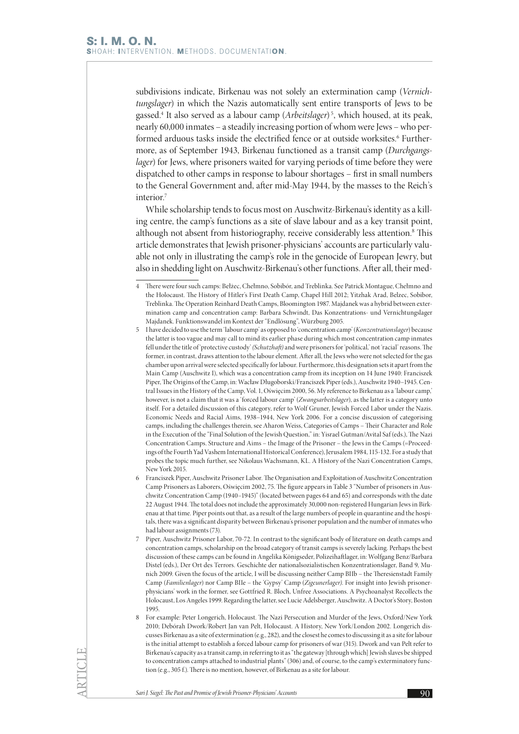subdivisions indicate, Birkenau was not solely an extermination camp (*Vernichtungslager*) in which the Nazis automatically sent entire transports of Jews to be gassed.[4] It also served as a labour camp (*Arbeitslager*)[5], which housed, at its peak, nearly 60,000 inmates – a steadily increasing portion of whom were Jews – who performed arduous tasks inside the electrified fence or at outside worksites.[6] Furthermore, as of September 1943, Birkenau functioned as a transit camp (*Durchgangslager*) for Jews, where prisoners waited for varying periods of time before they were dispatched to other camps in response to labour shortages – first in small numbers to the General Government and, after mid-May 1944, by the masses to the Reich's interior.[7]

While scholarship tends to focus most on Auschwitz-Birkenau's identity as a killing centre, the camp's functions as a site of slave labour and as a key transit point, although not absent from historiography, receive considerably less attention.[8] This article demonstrates that Jewish prisoner-physicians' accounts are particularly valuable not only in illustrating the camp's role in the genocide of European Jewry, but also in shedding light on Auschwitz-Birkenau's other functions. After all, their med-

---

4 There were four such camps: Bełżec, Chełmno, Sobibór, and Treblinka. See Patrick Montague, Chełmno and the Holocaust. The History of Hitler's First Death Camp, Chapel Hill 2012; Yitzhak Arad, Belzec, Sobibor, Treblinka. The Operation Reinhard Death Camps, Bloomington 1987. Majdanek was a hybrid between extermination camp and concentration camp: Barbara Schwindt, Das Konzentrations- und Vernichtungslager Majdanek. Funktionswandel im Kontext der "Endlösung", Würzburg 2005.

5 I have decided to use the term 'labour camp' as opposed to 'concentration camp' (*Konzentrationslager*) because the latter is too vague and may call to mind its earlier phase during which most concentration camp inmates fell under the title of 'protective custody' *(Schutzhaft)* and were prisoners for 'political,' not 'racial' reasons. The former, in contrast, draws attention to the labour element. After all, the Jews who were not selected for the gas chamber upon arrival were selected specifically for labour. Furthermore, this designation sets it apart from the Main Camp (Auschwitz I), which was a concentration camp from its inception on 14 June 1940: Franciszek Piper, The Origins of the Camp, in: Wacław Długoborski/Franciszek Piper (eds.), Auschwitz 1940–1945. Central Issues in the History of the Camp, Vol. 1, Oświęcim 2000, 56. My reference to Birkenau as a 'labour camp,' however, is not a claim that it was a 'forced labour camp' (*Zwangsarbeitslager*), as the latter is a category unto itself. For a detailed discussion of this category, refer to Wolf Gruner, Jewish Forced Labor under the Nazis. Economic Needs and Racial Aims, 1938–1944, New York 2006. For a concise discussion of categorising camps, including the challenges therein, see Aharon Weiss, Categories of Camps – Their Character and Role in the Execution of the "Final Solution of the Jewish Question," in: Yisrael Gutman/Avital Saf (eds.), The Nazi Concentration Camps. Structure and Aims – the Image of the Prisoner – the Jews in the Camps (=Proceedings of the Fourth Yad Vashem International Historical Conference), Jerusalem 1984, 115-132. For a study that probes the topic much further, see Nikolaus Wachsmann, KL. A History of the Nazi Concentration Camps, New York 2015.

6 Franciszek Piper, Auschwitz Prisoner Labor. The Organisation and Exploitation of Auschwitz Concentration Camp Prisoners as Laborers, Oświęcim 2002, 75. The figure appears in Table 3 "Number of prisoners in Auschwitz Concentration Camp (1940–1945)" (located between pages 64 and 65) and corresponds with the date 22 August 1944. The total does not include the approximately 30,000 non-registered Hungarian Jews in Birkenau at that time. Piper points out that, as a result of the large numbers of people in quarantine and the hospitals, there was a significant disparity between Birkenau's prisoner population and the number of inmates who had labour assignments (73).

7 Piper, Auschwitz Prisoner Labor, 70-72. In contrast to the significant body of literature on death camps and concentration camps, scholarship on the broad category of transit camps is severely lacking. Perhaps the best discussion of these camps can be found in Angelika Königseder, Polizeihaftlager, in: Wolfgang Benz/Barbara Distel (eds.), Der Ort des Terrors. Geschichte der nationalsozialistischen Konzentrationslager, Band 9, Munich 2009. Given the focus of the article, I will be discussing neither Camp BIIb – the Theresienstadt Family Camp (*Familienlager*) nor Camp BIIe – the 'Gypsy' Camp (*Zigeunerlager)*. For insight into Jewish prisoner-physicians' work in the former, see Gottfried R. Bloch, Unfree Associations. A Psychoanalyst Recollects the Holocaust, Los Angeles 1999. Regarding the latter, see Lucie Adelsberger, Auschwitz. A Doctor's Story, Boston 1995.

8 For example: Peter Longerich, Holocaust. The Nazi Persecution and Murder of the Jews, Oxford/New York 2010; Debórah Dwork/Robert Jan van Pelt, Holocaust. A History, New York/London 2002. Longerich discusses Birkenau as a site of extermination (e.g., 282), and the closest he comes to discussing it as a site for labour is the initial attempt to establish a forced labour camp for prisoners of war (315). Dwork and van Pelt refer to Birkenau's capacity as a transit camp, in referring to it as "the gateway [through which] Jewish slaves be shipped to concentration camps attached to industrial plants" (306) and, of course, to the camp's exterminatory function (e.g., 305 f.). There is no mention, however, of Birkenau as a site for labour.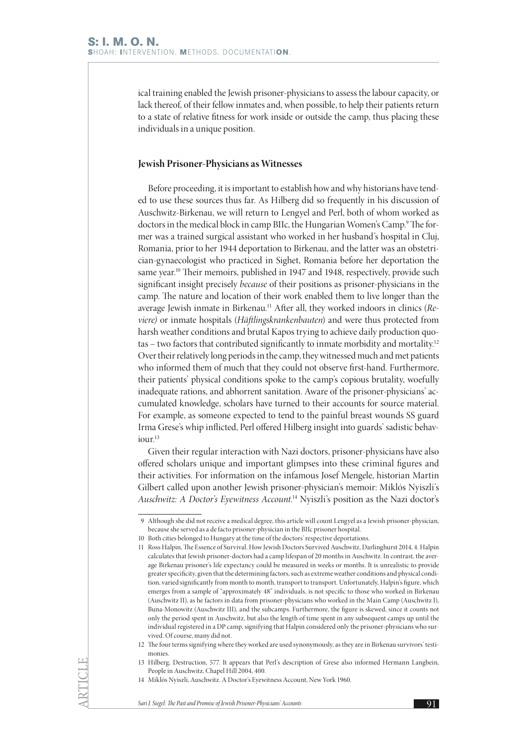ical training enabled the Jewish prisoner-physicians to assess the labour capacity, or lack thereof, of their fellow inmates and, when possible, to help their patients return to a state of relative fitness for work inside or outside the camp, thus placing these individuals in a unique position.

## Jewish Prisoner-Physicians as Witnesses

Before proceeding, it is important to establish how and why historians have tended to use these sources thus far. As Hilberg did so frequently in his discussion of Auschwitz-Birkenau, we will return to Lengyel and Perl, both of whom worked as doctors in the medical block in camp BIIc, the Hungarian Women's Camp.[9] The former was a trained surgical assistant who worked in her husband's hospital in Cluj, Romania, prior to her 1944 deportation to Birkenau, and the latter was an obstetrician-gynaecologist who practiced in Sighet, Romania before her deportation the same year.[10] Their memoirs, published in 1947 and 1948, respectively, provide such significant insight precisely *because* of their positions as prisoner-physicians in the camp. The nature and location of their work enabled them to live longer than the average Jewish inmate in Birkenau.[11] After all, they worked indoors in clinics (*Reviere)* or inmate hospitals (*Häftlingskrankenbauten*) and were thus protected from harsh weather conditions and brutal Kapos trying to achieve daily production quotas – two factors that contributed significantly to inmate morbidity and mortality.[12] Over their relatively long periods in the camp, they witnessed much and met patients who informed them of much that they could not observe first-hand. Furthermore, their patients' physical conditions spoke to the camp's copious brutality, woefully inadequate rations, and abhorrent sanitation. Aware of the prisoner-physicians' accumulated knowledge, scholars have turned to their accounts for source material. For example, as someone expected to tend to the painful breast wounds SS guard Irma Grese's whip inflicted, Perl offered Hilberg insight into guards' sadistic behaviour.[13]

Given their regular interaction with Nazi doctors, prisoner-physicians have also offered scholars unique and important glimpses into these criminal figures and their activities. For information on the infamous Josef Mengele, historian Martin Gilbert called upon another Jewish prisoner-physician's memoir: Miklós Nyiszli's *Auschwitz: A Doctor's Eyewitness Account*.[14] Nyiszli's position as the Nazi doctor's

---

9 Although she did not receive a medical degree, this article will count Lengyel as a Jewish prisoner-physician, because she served as a de facto prisoner-physician in the BIIc prisoner hospital.

10 Both cities belonged to Hungary at the time of the doctors' respective deportations.

11 Ross Halpin, The Essence of Survival. How Jewish Doctors Survived Auschwitz, Darlinghurst 2014, 4. Halpin calculates that Jewish prisoner-doctors had a camp lifespan of 20 months in Auschwitz. In contrast, the average Birkenau prisoner's life expectancy could be measured in weeks or months. It is unrealistic to provide greater specificity, given that the determining factors, such as extreme weather conditions and physical condition, varied significantly from month to month, transport to transport. Unfortunately, Halpin's figure, which emerges from a sample of "approximately 48" individuals, is not specific to those who worked in Birkenau (Auschwitz II), as he factors in data from prisoner-physicians who worked in the Main Camp (Auschwitz I), Buna-Monowitz (Auschwitz III), and the subcamps. Furthermore, the figure is skewed, since it counts not only the period spent in Auschwitz, but also the length of time spent in any subsequent camps up until the individual registered in a DP camp, signifying that Halpin considered only the prisoner-physicians who survived. Of course, many did not.

12 The four terms signifying where they worked are used synonymously, as they are in Birkenau survivors' testimonies.

13 Hilberg, Destruction, 577. It appears that Perl's description of Grese also informed Hermann Langbein, People in Auschwitz, Chapel Hill 2004, 400.

14 Miklós Nyiszli, Auschwitz. A Doctor's Eyewitness Account, New York 1960.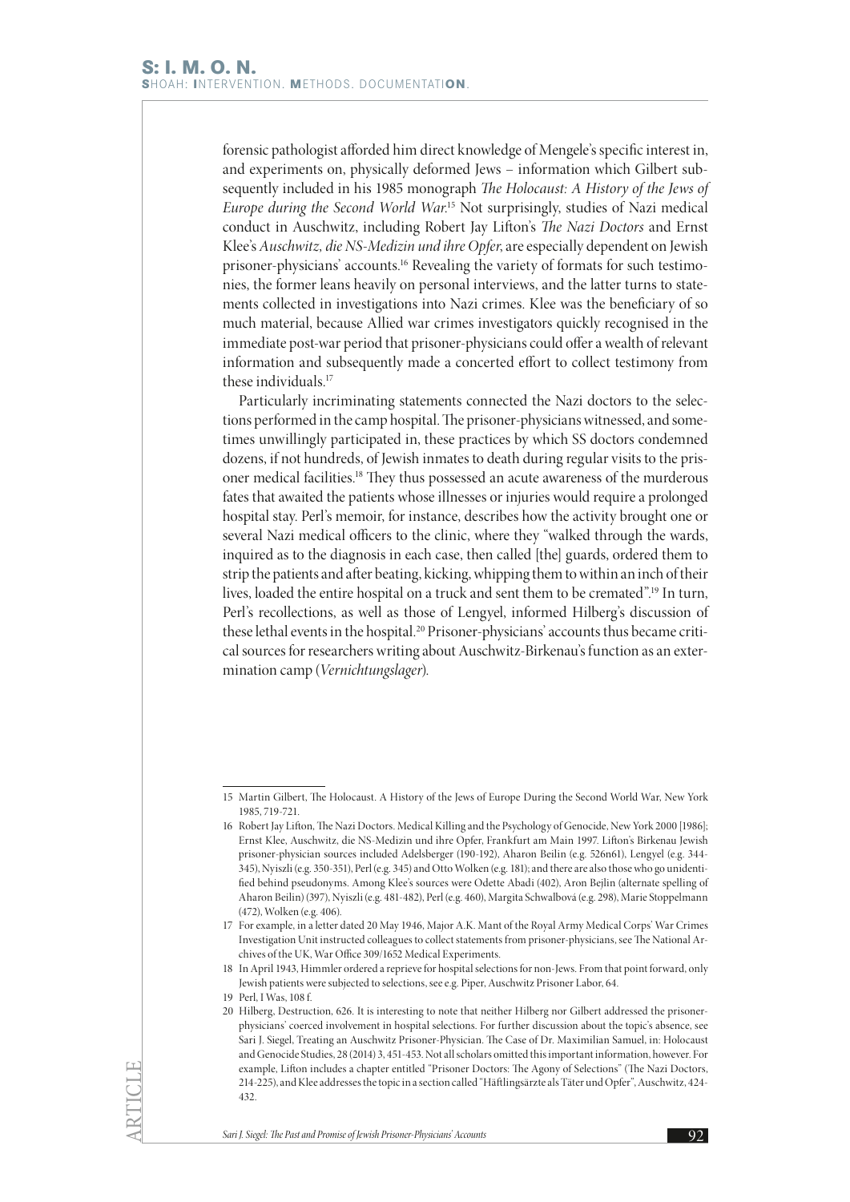forensic pathologist afforded him direct knowledge of Mengele's specific interest in, and experiments on, physically deformed Jews – information which Gilbert subsequently included in his 1985 monograph *The Holocaust: A History of the Jews of Europe during the Second World War*.[15] Not surprisingly, studies of Nazi medical conduct in Auschwitz, including Robert Jay Lifton's *The Nazi Doctors* and Ernst Klee's *Auschwitz, die NS-Medizin und ihre Opfer*, are especially dependent on Jewish prisoner-physicians' accounts.[16] Revealing the variety of formats for such testimonies, the former leans heavily on personal interviews, and the latter turns to statements collected in investigations into Nazi crimes. Klee was the beneficiary of so much material, because Allied war crimes investigators quickly recognised in the immediate post-war period that prisoner-physicians could offer a wealth of relevant information and subsequently made a concerted effort to collect testimony from these individuals.[17]

Particularly incriminating statements connected the Nazi doctors to the selections performed in the camp hospital. The prisoner-physicians witnessed, and sometimes unwillingly participated in, these practices by which SS doctors condemned dozens, if not hundreds, of Jewish inmates to death during regular visits to the prisoner medical facilities.[18] They thus possessed an acute awareness of the murderous fates that awaited the patients whose illnesses or injuries would require a prolonged hospital stay. Perl's memoir, for instance, describes how the activity brought one or several Nazi medical officers to the clinic, where they "walked through the wards, inquired as to the diagnosis in each case, then called [the] guards, ordered them to strip the patients and after beating, kicking, whipping them to within an inch of their lives, loaded the entire hospital on a truck and sent them to be cremated".[19] In turn, Perl's recollections, as well as those of Lengyel, informed Hilberg's discussion of these lethal events in the hospital.[20] Prisoner-physicians' accounts thus became critical sources for researchers writing about Auschwitz-Birkenau's function as an extermination camp (*Vernichtungslager*).

---

15 Martin Gilbert, The Holocaust. A History of the Jews of Europe During the Second World War, New York 1985, 719-721.

16 Robert Jay Lifton, The Nazi Doctors. Medical Killing and the Psychology of Genocide, New York 2000 [1986]; Ernst Klee, Auschwitz, die NS-Medizin und ihre Opfer, Frankfurt am Main 1997. Lifton's Birkenau Jewish prisoner-physician sources included Adelsberger (190-192), Aharon Beilin (e.g. 526n61), Lengyel (e.g. 344-345), Nyiszli (e.g. 350-351), Perl (e.g. 345) and Otto Wolken (e.g. 181); and there are also those who go unidentified behind pseudonyms. Among Klee's sources were Odette Abadi (402), Aron Bejlin (alternate spelling of Aharon Beilin) (397), Nyiszli (e.g. 481-482), Perl (e.g. 460), Margita Schwalbová (e.g. 298), Marie Stoppelmann (472), Wolken (e.g. 406).

17 For example, in a letter dated 20 May 1946, Major A.K. Mant of the Royal Army Medical Corps' War Crimes Investigation Unit instructed colleagues to collect statements from prisoner-physicians, see The National Archives of the UK, War Office 309/1652 Medical Experiments.

18 In April 1943, Himmler ordered a reprieve for hospital selections for non-Jews. From that point forward, only Jewish patients were subjected to selections, see e.g. Piper, Auschwitz Prisoner Labor, 64.

19 Perl, I Was, 108 f.

20 Hilberg, Destruction, 626. It is interesting to note that neither Hilberg nor Gilbert addressed the prisoner-physicians' coerced involvement in hospital selections. For further discussion about the topic's absence, see Sari J. Siegel, Treating an Auschwitz Prisoner-Physician. The Case of Dr. Maximilian Samuel, in: Holocaust and Genocide Studies, 28 (2014) 3, 451-453. Not all scholars omitted this important information, however. For example, Lifton includes a chapter entitled "Prisoner Doctors: The Agony of Selections" (The Nazi Doctors, 214-225), and Klee addresses the topic in a section called "Häftlingsärzte als Täter und Opfer", Auschwitz, 424-432.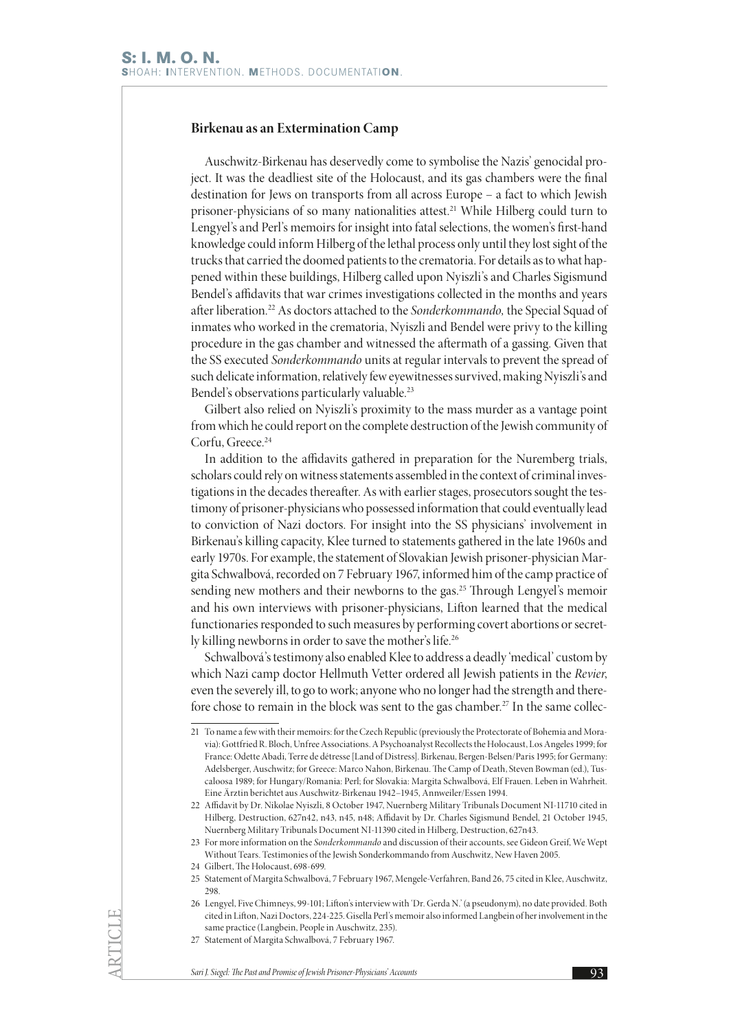## Birkenau as an Extermination Camp

Auschwitz-Birkenau has deservedly come to symbolise the Nazis' genocidal project. It was the deadliest site of the Holocaust, and its gas chambers were the final destination for Jews on transports from all across Europe – a fact to which Jewish prisoner-physicians of so many nationalities attest.[21] While Hilberg could turn to Lengyel's and Perl's memoirs for insight into fatal selections, the women's first-hand knowledge could inform Hilberg of the lethal process only until they lost sight of the trucks that carried the doomed patients to the crematoria. For details as to what happened within these buildings, Hilberg called upon Nyiszli's and Charles Sigismund Bendel's affidavits that war crimes investigations collected in the months and years after liberation.[22] As doctors attached to the *Sonderkommando,* the Special Squad of inmates who worked in the crematoria, Nyiszli and Bendel were privy to the killing procedure in the gas chamber and witnessed the aftermath of a gassing. Given that the SS executed *Sonderkommando* units at regular intervals to prevent the spread of such delicate information, relatively few eyewitnesses survived, making Nyiszli's and Bendel's observations particularly valuable.[23]

Gilbert also relied on Nyiszli's proximity to the mass murder as a vantage point from which he could report on the complete destruction of the Jewish community of Corfu, Greece.[24]

In addition to the affidavits gathered in preparation for the Nuremberg trials, scholars could rely on witness statements assembled in the context of criminal investigations in the decades thereafter. As with earlier stages, prosecutors sought the testimony of prisoner-physicians who possessed information that could eventually lead to conviction of Nazi doctors. For insight into the SS physicians' involvement in Birkenau's killing capacity, Klee turned to statements gathered in the late 1960s and early 1970s. For example, the statement of Slovakian Jewish prisoner-physician Margita Schwalbová, recorded on 7 February 1967, informed him of the camp practice of sending new mothers and their newborns to the gas.[25] Through Lengyel's memoir and his own interviews with prisoner-physicians, Lifton learned that the medical functionaries responded to such measures by performing covert abortions or secretly killing newborns in order to save the mother's life.[26]

Schwalbová's testimony also enabled Klee to address a deadly 'medical' custom by which Nazi camp doctor Hellmuth Vetter ordered all Jewish patients in the *Revier,* even the severely ill, to go to work; anyone who no longer had the strength and therefore chose to remain in the block was sent to the gas chamber.[27] In the same collec-

---

21 To name a few with their memoirs: for the Czech Republic (previously the Protectorate of Bohemia and Moravia): Gottfried R. Bloch, Unfree Associations. A Psychoanalyst Recollects the Holocaust, Los Angeles 1999; for France: Odette Abadi, Terre de détresse [Land of Distress]. Birkenau, Bergen-Belsen/Paris 1995; for Germany: Adelsberger, Auschwitz; for Greece: Marco Nahon, Birkenau. The Camp of Death, Steven Bowman (ed.), Tuscaloosa 1989; for Hungary/Romania: Perl; for Slovakia: Margita Schwalbová, Elf Frauen. Leben in Wahrheit. Eine Ärztin berichtet aus Auschwitz-Birkenau 1942–1945, Annweiler/Essen 1994.

22 Affidavit by Dr. Nikolae Nyiszli, 8 October 1947, Nuernberg Military Tribunals Document NI-11710 cited in Hilberg, Destruction, 627n42, n43, n45, n48; Affidavit by Dr. Charles Sigismund Bendel, 21 October 1945, Nuernberg Military Tribunals Document NI-11390 cited in Hilberg, Destruction, 627n43.

23 For more information on the *Sonderkommando* and discussion of their accounts, see Gideon Greif, We Wept Without Tears. Testimonies of the Jewish Sonderkommando from Auschwitz, New Haven 2005.

24 Gilbert, The Holocaust, 698-699.

25 Statement of Margita Schwalbová, 7 February 1967, Mengele-Verfahren, Band 26, 75 cited in Klee, Auschwitz, 298.

26 Lengyel, Five Chimneys, 99-101; Lifton's interview with 'Dr. Gerda N.' (a pseudonym), no date provided. Both cited in Lifton, Nazi Doctors, 224-225. Gisella Perl's memoir also informed Langbein of her involvement in the same practice (Langbein, People in Auschwitz, 235).

27 Statement of Margita Schwalbová, 7 February 1967.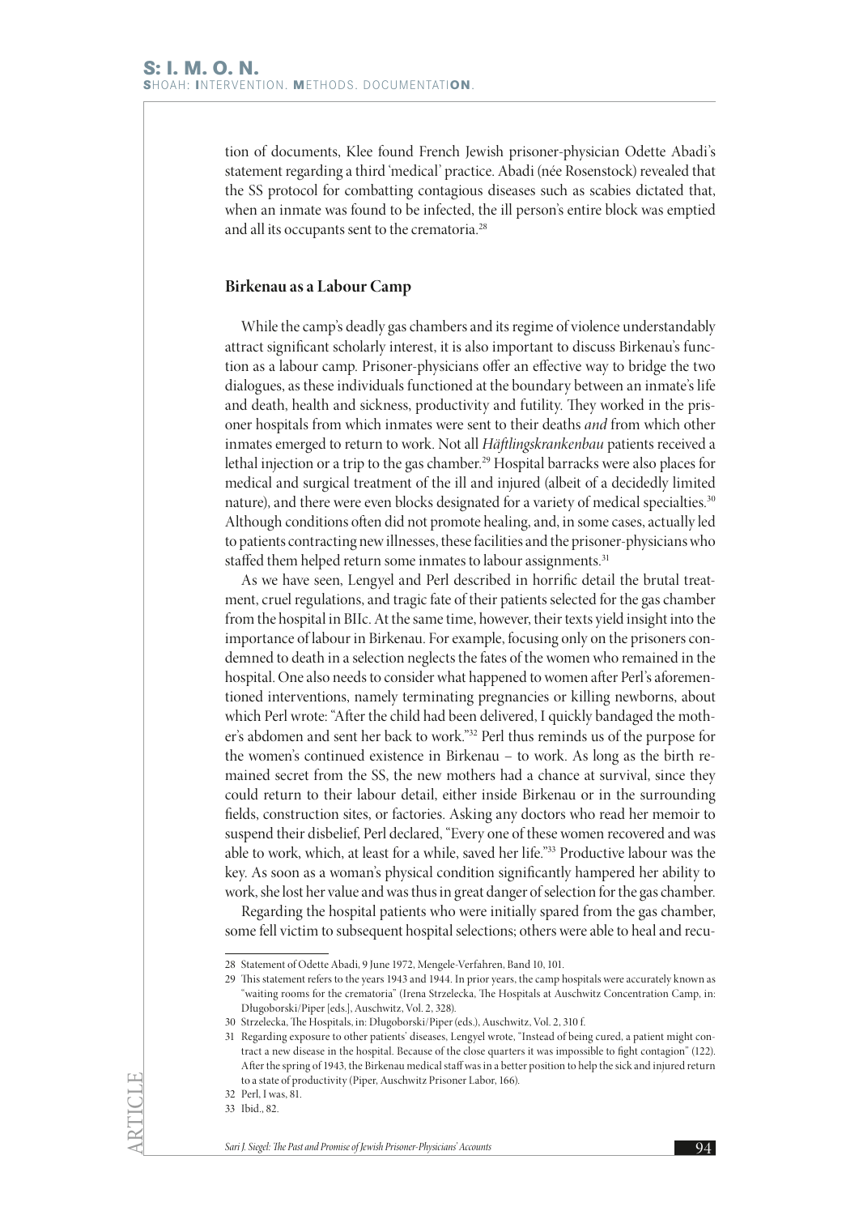tion of documents, Klee found French Jewish prisoner-physician Odette Abadi's statement regarding a third 'medical' practice. Abadi (née Rosenstock) revealed that the SS protocol for combatting contagious diseases such as scabies dictated that, when an inmate was found to be infected, the ill person's entire block was emptied and all its occupants sent to the crematoria.[28]

## Birkenau as a Labour Camp

While the camp's deadly gas chambers and its regime of violence understandably attract significant scholarly interest, it is also important to discuss Birkenau's function as a labour camp. Prisoner-physicians offer an effective way to bridge the two dialogues, as these individuals functioned at the boundary between an inmate's life and death, health and sickness, productivity and futility. They worked in the prisoner hospitals from which inmates were sent to their deaths *and* from which other inmates emerged to return to work. Not all *Häftlingskrankenbau* patients received a lethal injection or a trip to the gas chamber.[29] Hospital barracks were also places for medical and surgical treatment of the ill and injured (albeit of a decidedly limited nature), and there were even blocks designated for a variety of medical specialties.[30] Although conditions often did not promote healing, and, in some cases, actually led to patients contracting new illnesses, these facilities and the prisoner-physicians who staffed them helped return some inmates to labour assignments.[31]

As we have seen, Lengyel and Perl described in horrific detail the brutal treatment, cruel regulations, and tragic fate of their patients selected for the gas chamber from the hospital in BIIc. At the same time, however, their texts yield insight into the importance of labour in Birkenau. For example, focusing only on the prisoners condemned to death in a selection neglects the fates of the women who remained in the hospital. One also needs to consider what happened to women after Perl's aforementioned interventions, namely terminating pregnancies or killing newborns, about which Perl wrote: "After the child had been delivered, I quickly bandaged the mother's abdomen and sent her back to work."[32] Perl thus reminds us of the purpose for the women's continued existence in Birkenau – to work. As long as the birth remained secret from the SS, the new mothers had a chance at survival, since they could return to their labour detail, either inside Birkenau or in the surrounding fields, construction sites, or factories. Asking any doctors who read her memoir to suspend their disbelief, Perl declared, "Every one of these women recovered and was able to work, which, at least for a while, saved her life."[33] Productive labour was the key. As soon as a woman's physical condition significantly hampered her ability to work, she lost her value and was thus in great danger of selection for the gas chamber.

Regarding the hospital patients who were initially spared from the gas chamber, some fell victim to subsequent hospital selections; others were able to heal and recu-

---

28 Statement of Odette Abadi, 9 June 1972, Mengele-Verfahren, Band 10, 101.

29 This statement refers to the years 1943 and 1944. In prior years, the camp hospitals were accurately known as "waiting rooms for the crematoria" (Irena Strzelecka, The Hospitals at Auschwitz Concentration Camp, in: Długoborski/Piper [eds.], Auschwitz, Vol. 2, 328).

30 Strzelecka, The Hospitals, in: Długoborski/Piper (eds.), Auschwitz, Vol. 2, 310 f.

31 Regarding exposure to other patients' diseases, Lengyel wrote, "Instead of being cured, a patient might contract a new disease in the hospital. Because of the close quarters it was impossible to fight contagion" (122). After the spring of 1943, the Birkenau medical staff was in a better position to help the sick and injured return to a state of productivity (Piper, Auschwitz Prisoner Labor, 166).

32 Perl, I was, 81.

33 Ibid., 82.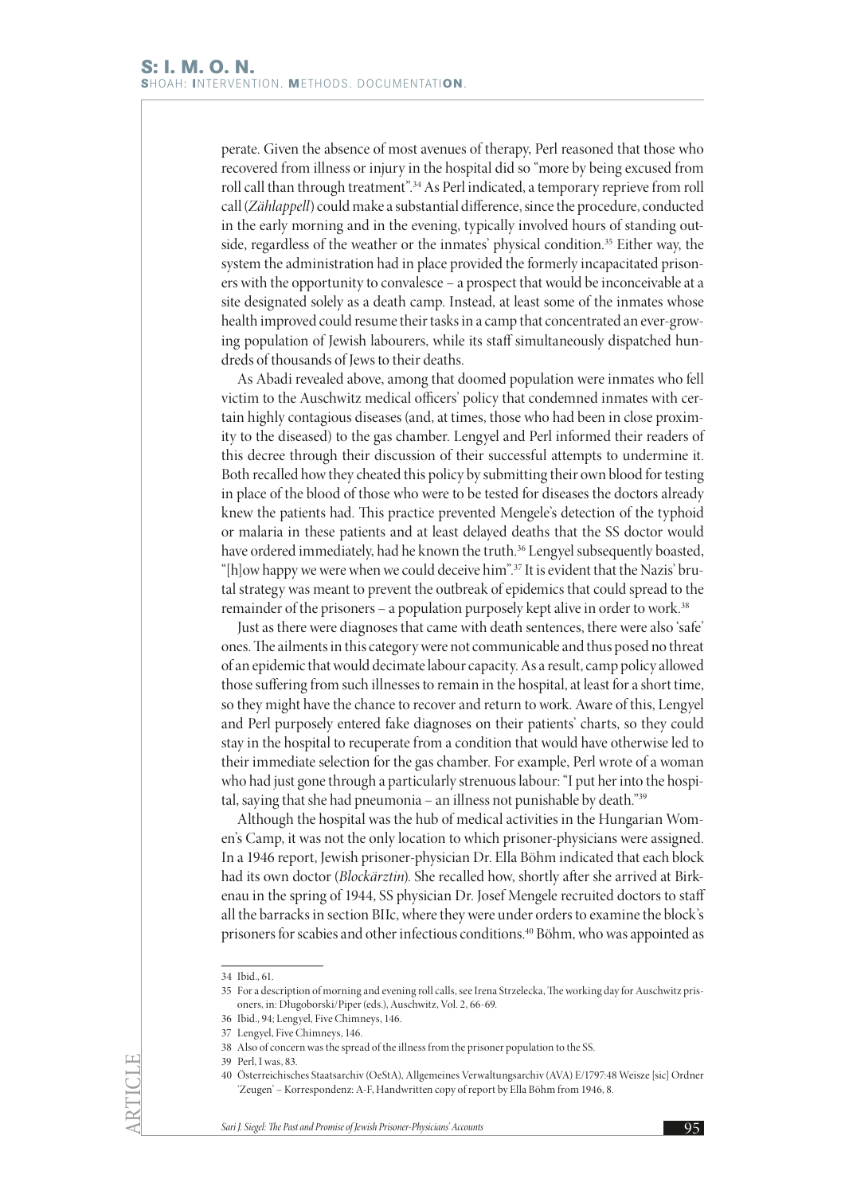perate. Given the absence of most avenues of therapy, Perl reasoned that those who recovered from illness or injury in the hospital did so "more by being excused from roll call than through treatment".[34] As Perl indicated, a temporary reprieve from roll call (*Zählappell*) could make a substantial difference, since the procedure, conducted in the early morning and in the evening, typically involved hours of standing outside, regardless of the weather or the inmates' physical condition.[35] Either way, the system the administration had in place provided the formerly incapacitated prisoners with the opportunity to convalesce – a prospect that would be inconceivable at a site designated solely as a death camp. Instead, at least some of the inmates whose health improved could resume their tasks in a camp that concentrated an ever-growing population of Jewish labourers, while its staff simultaneously dispatched hundreds of thousands of Jews to their deaths.

As Abadi revealed above, among that doomed population were inmates who fell victim to the Auschwitz medical officers' policy that condemned inmates with certain highly contagious diseases (and, at times, those who had been in close proximity to the diseased) to the gas chamber. Lengyel and Perl informed their readers of this decree through their discussion of their successful attempts to undermine it. Both recalled how they cheated this policy by submitting their own blood for testing in place of the blood of those who were to be tested for diseases the doctors already knew the patients had. This practice prevented Mengele's detection of the typhoid or malaria in these patients and at least delayed deaths that the SS doctor would have ordered immediately, had he known the truth.[36] Lengyel subsequently boasted, "[h]ow happy we were when we could deceive him".[37] It is evident that the Nazis' brutal strategy was meant to prevent the outbreak of epidemics that could spread to the remainder of the prisoners – a population purposely kept alive in order to work.[38]

Just as there were diagnoses that came with death sentences, there were also 'safe' ones. The ailments in this category were not communicable and thus posed no threat of an epidemic that would decimate labour capacity. As a result, camp policy allowed those suffering from such illnesses to remain in the hospital, at least for a short time, so they might have the chance to recover and return to work. Aware of this, Lengyel and Perl purposely entered fake diagnoses on their patients' charts, so they could stay in the hospital to recuperate from a condition that would have otherwise led to their immediate selection for the gas chamber. For example, Perl wrote of a woman who had just gone through a particularly strenuous labour: "I put her into the hospital, saying that she had pneumonia – an illness not punishable by death."[39]

Although the hospital was the hub of medical activities in the Hungarian Women's Camp, it was not the only location to which prisoner-physicians were assigned. In a 1946 report, Jewish prisoner-physician Dr. Ella Böhm indicated that each block had its own doctor (*Blockärztin*). She recalled how, shortly after she arrived at Birkenau in the spring of 1944, SS physician Dr. Josef Mengele recruited doctors to staff all the barracks in section BIIc, where they were under orders to examine the block's prisoners for scabies and other infectious conditions.[40] Böhm, who was appointed as

---

34 Ibid., 61.

35 For a description of morning and evening roll calls, see Irena Strzelecka, The working day for Auschwitz prisoners, in: Długoborski/Piper (eds.), Auschwitz, Vol. 2, 66-69.

36 Ibid., 94; Lengyel, Five Chimneys, 146.

37 Lengyel, Five Chimneys, 146.

38 Also of concern was the spread of the illness from the prisoner population to the SS.

39 Perl, I was, 83.

40 Österreichisches Staatsarchiv (OeStA), Allgemeines Verwaltungsarchiv (AVA) E/1797:48 Weisze [sic] Ordner 'Zeugen' – Korrespondenz: A-F, Handwritten copy of report by Ella Böhm from 1946, 8.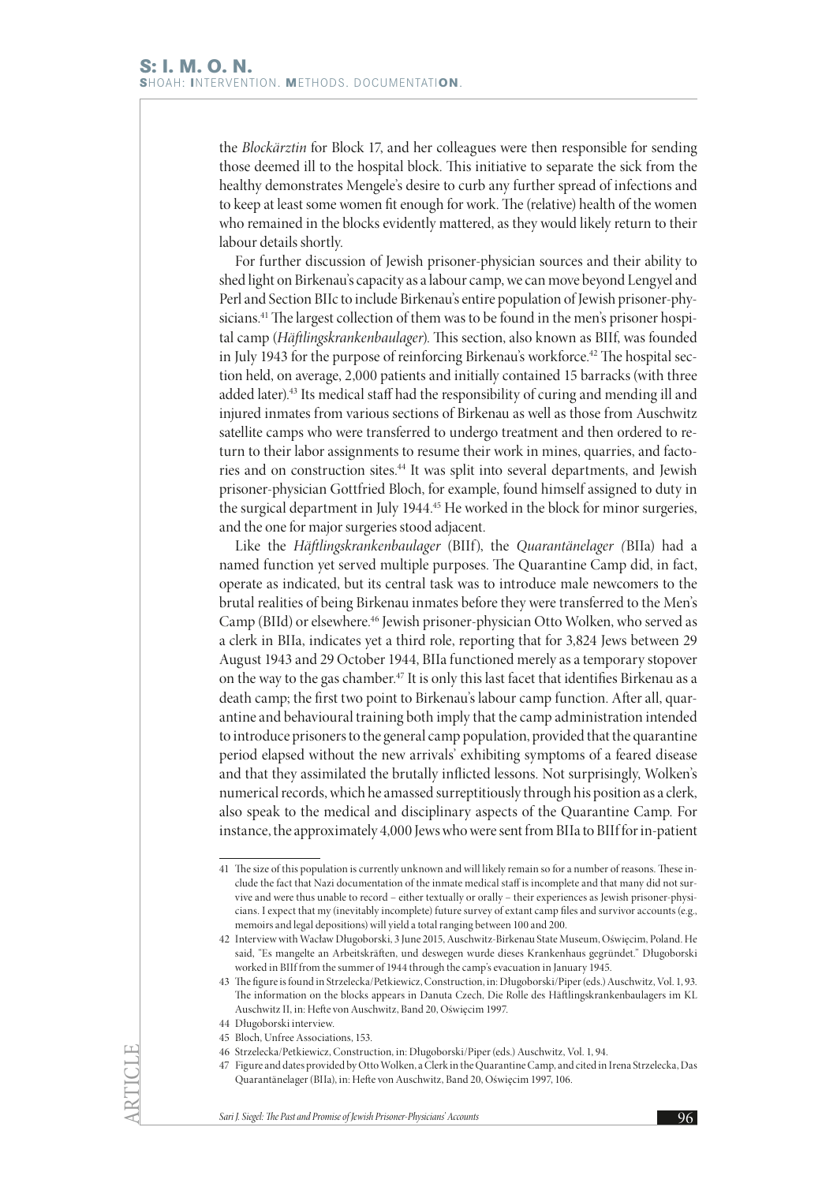the *Blockärztin* for Block 17, and her colleagues were then responsible for sending those deemed ill to the hospital block. This initiative to separate the sick from the healthy demonstrates Mengele's desire to curb any further spread of infections and to keep at least some women fit enough for work. The (relative) health of the women who remained in the blocks evidently mattered, as they would likely return to their labour details shortly.

For further discussion of Jewish prisoner-physician sources and their ability to shed light on Birkenau's capacity as a labour camp, we can move beyond Lengyel and Perl and Section BIIc to include Birkenau's entire population of Jewish prisoner-physicians.[41] The largest collection of them was to be found in the men's prisoner hospital camp (*Häftlingskrankenbaulager*). This section, also known as BIIf, was founded in July 1943 for the purpose of reinforcing Birkenau's workforce.[42] The hospital section held, on average, 2,000 patients and initially contained 15 barracks (with three added later).[43] Its medical staff had the responsibility of curing and mending ill and injured inmates from various sections of Birkenau as well as those from Auschwitz satellite camps who were transferred to undergo treatment and then ordered to return to their labor assignments to resume their work in mines, quarries, and factories and on construction sites.[44] It was split into several departments, and Jewish prisoner-physician Gottfried Bloch, for example, found himself assigned to duty in the surgical department in July 1944.[45] He worked in the block for minor surgeries, and the one for major surgeries stood adjacent.

Like the *Häftlingskrankenbaulager* (BIIf), the *Quarantänelager (*BIIa) had a named function yet served multiple purposes. The Quarantine Camp did, in fact, operate as indicated, but its central task was to introduce male newcomers to the brutal realities of being Birkenau inmates before they were transferred to the Men's Camp (BIId) or elsewhere.[46] Jewish prisoner-physician Otto Wolken, who served as a clerk in BIIa, indicates yet a third role, reporting that for 3,824 Jews between 29 August 1943 and 29 October 1944, BIIa functioned merely as a temporary stopover on the way to the gas chamber.[47] It is only this last facet that identifies Birkenau as a death camp; the first two point to Birkenau's labour camp function. After all, quarantine and behavioural training both imply that the camp administration intended to introduce prisoners to the general camp population, provided that the quarantine period elapsed without the new arrivals' exhibiting symptoms of a feared disease and that they assimilated the brutally inflicted lessons. Not surprisingly, Wolken's numerical records, which he amassed surreptitiously through his position as a clerk, also speak to the medical and disciplinary aspects of the Quarantine Camp. For instance, the approximately 4,000 Jews who were sent from BIIa to BIIf for in-patient

---

41 The size of this population is currently unknown and will likely remain so for a number of reasons. These include the fact that Nazi documentation of the inmate medical staff is incomplete and that many did not survive and were thus unable to record – either textually or orally – their experiences as Jewish prisoner-physicians. I expect that my (inevitably incomplete) future survey of extant camp files and survivor accounts (e.g., memoirs and legal depositions) will yield a total ranging between 100 and 200.

42 Interview with Wacław Długoborski, 3 June 2015, Auschwitz-Birkenau State Museum, Oświęcim, Poland. He said, "Es mangelte an Arbeitskräften, und deswegen wurde dieses Krankenhaus gegründet." Długoborski worked in BIIf from the summer of 1944 through the camp's evacuation in January 1945.

43 The figure is found in Strzelecka/Petkiewicz, Construction, in: Długoborski/Piper (eds.) Auschwitz, Vol. 1, 93. The information on the blocks appears in Danuta Czech, Die Rolle des Häftlingskrankenbaulagers im KL Auschwitz II, in: Hefte von Auschwitz, Band 20, Oświęcim 1997.

44 Długoborski interview.

45 Bloch, Unfree Associations, 153.

46 Strzelecka/Petkiewicz, Construction, in: Długoborski/Piper (eds.) Auschwitz, Vol. 1, 94.

47 Figure and dates provided by Otto Wolken, a Clerk in the Quarantine Camp, and cited in Irena Strzelecka, Das Quarantänelager (BIIa), in: Hefte von Auschwitz, Band 20, Oświęcim 1997, 106.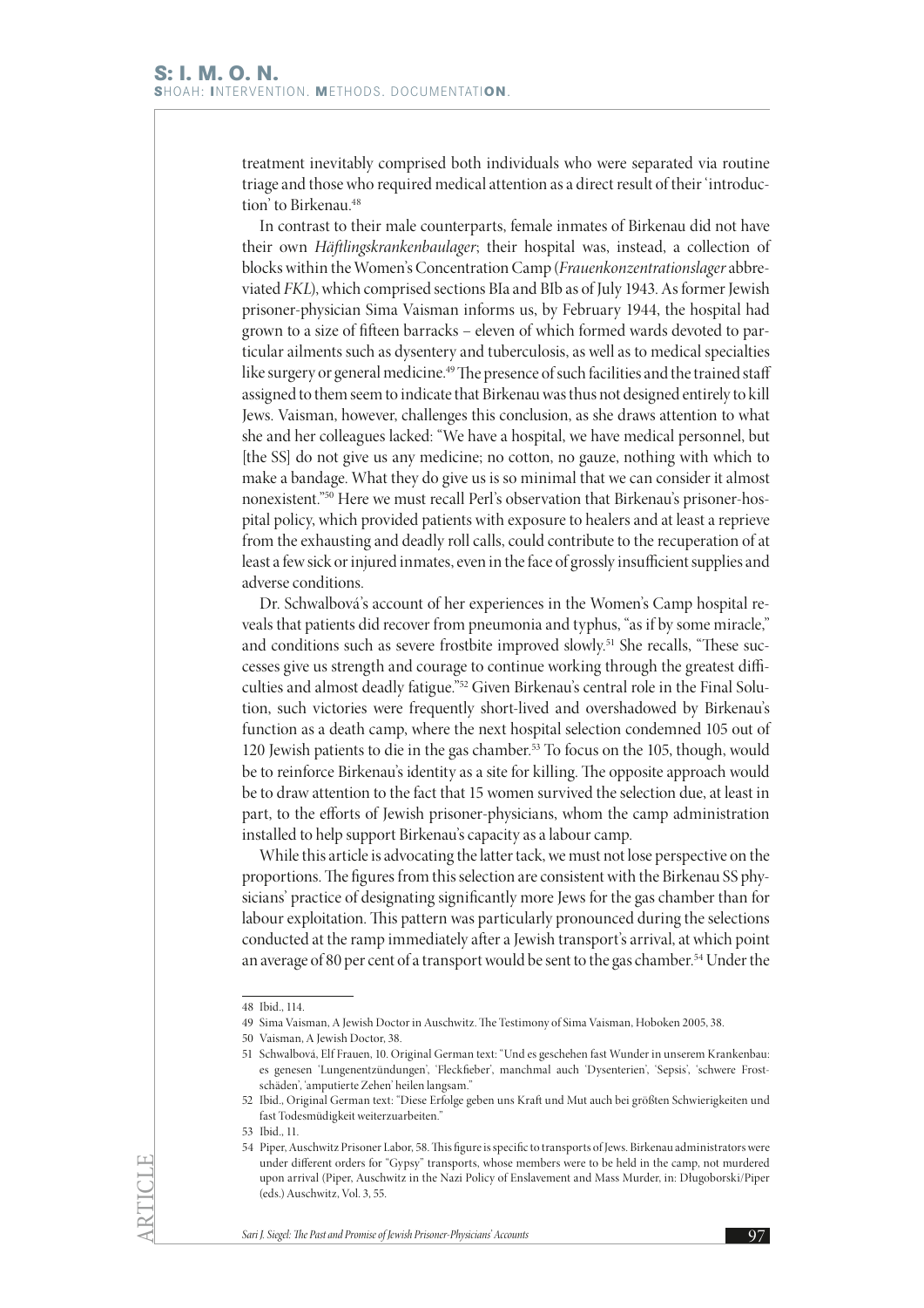treatment inevitably comprised both individuals who were separated via routine triage and those who required medical attention as a direct result of their 'introduction' to Birkenau.[48]

In contrast to their male counterparts, female inmates of Birkenau did not have their own *Häftlingskrankenbaulager*; their hospital was, instead, a collection of blocks within the Women's Concentration Camp (*Frauenkonzentrationslager* abbreviated *FKL*), which comprised sections BIa and BIb as of July 1943. As former Jewish prisoner-physician Sima Vaisman informs us, by February 1944, the hospital had grown to a size of fifteen barracks – eleven of which formed wards devoted to particular ailments such as dysentery and tuberculosis, as well as to medical specialties like surgery or general medicine.[49] The presence of such facilities and the trained staff assigned to them seem to indicate that Birkenau was thus not designed entirely to kill Jews. Vaisman, however, challenges this conclusion, as she draws attention to what she and her colleagues lacked: "We have a hospital, we have medical personnel, but [the SS] do not give us any medicine; no cotton, no gauze, nothing with which to make a bandage. What they do give us is so minimal that we can consider it almost nonexistent."[50] Here we must recall Perl's observation that Birkenau's prisoner-hospital policy, which provided patients with exposure to healers and at least a reprieve from the exhausting and deadly roll calls, could contribute to the recuperation of at least a few sick or injured inmates, even in the face of grossly insufficient supplies and adverse conditions.

Dr. Schwalbová's account of her experiences in the Women's Camp hospital reveals that patients did recover from pneumonia and typhus, "as if by some miracle," and conditions such as severe frostbite improved slowly.[51] She recalls, "These successes give us strength and courage to continue working through the greatest difficulties and almost deadly fatigue."[52] Given Birkenau's central role in the Final Solution, such victories were frequently short-lived and overshadowed by Birkenau's function as a death camp, where the next hospital selection condemned 105 out of 120 Jewish patients to die in the gas chamber.[53] To focus on the 105, though, would be to reinforce Birkenau's identity as a site for killing. The opposite approach would be to draw attention to the fact that 15 women survived the selection due, at least in part, to the efforts of Jewish prisoner-physicians, whom the camp administration installed to help support Birkenau's capacity as a labour camp.

While this article is advocating the latter tack, we must not lose perspective on the proportions. The figures from this selection are consistent with the Birkenau SS physicians' practice of designating significantly more Jews for the gas chamber than for labour exploitation. This pattern was particularly pronounced during the selections conducted at the ramp immediately after a Jewish transport's arrival, at which point an average of 80 per cent of a transport would be sent to the gas chamber.[54] Under the

---

48 Ibid., 114.

49 Sima Vaisman, A Jewish Doctor in Auschwitz. The Testimony of Sima Vaisman, Hoboken 2005, 38.

50 Vaisman, A Jewish Doctor, 38.

51 Schwalbová, Elf Frauen, 10. Original German text: "Und es geschehen fast Wunder in unserem Krankenbau: es genesen 'Lungenentzündungen', 'Fleckfieber', manchmal auch 'Dysenterien', 'Sepsis', 'schwere Frostschäden', 'amputierte Zehen' heilen langsam."

52 Ibid., Original German text: "Diese Erfolge geben uns Kraft und Mut auch bei größten Schwierigkeiten und fast Todesmüdigkeit weiterzuarbeiten."

53 Ibid., 11.

54 Piper, Auschwitz Prisoner Labor, 58. This figure is specific to transports of Jews. Birkenau administrators were under different orders for "Gypsy" transports, whose members were to be held in the camp, not murdered upon arrival (Piper, Auschwitz in the Nazi Policy of Enslavement and Mass Murder, in: Długoborski/Piper (eds.) Auschwitz, Vol. 3, 55.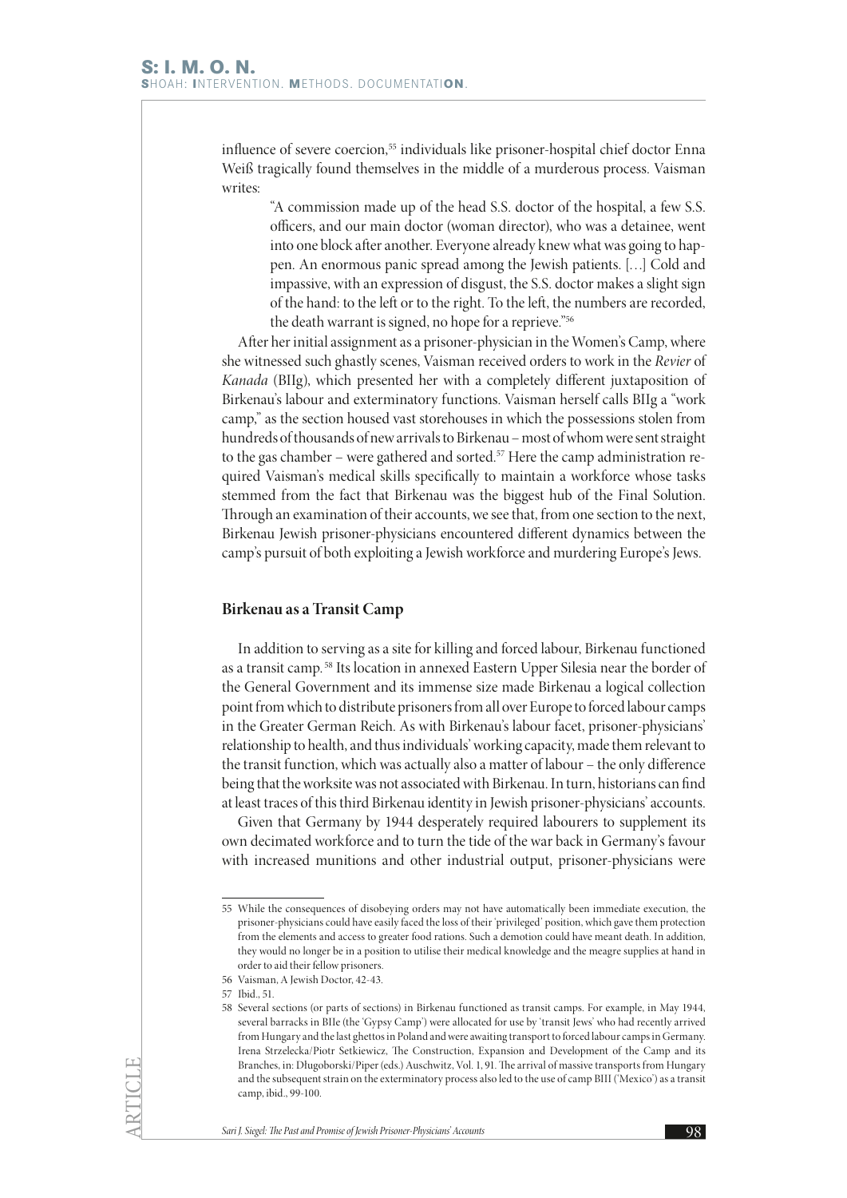influence of severe coercion,[55] individuals like prisoner-hospital chief doctor Enna Weiß tragically found themselves in the middle of a murderous process. Vaisman writes:

> "A commission made up of the head S.S. doctor of the hospital, a few S.S. officers, and our main doctor (woman director), who was a detainee, went into one block after another. Everyone already knew what was going to happen. An enormous panic spread among the Jewish patients. […] Cold and impassive, with an expression of disgust, the S.S. doctor makes a slight sign of the hand: to the left or to the right. To the left, the numbers are recorded, the death warrant is signed, no hope for a reprieve."[56]

After her initial assignment as a prisoner-physician in the Women's Camp, where she witnessed such ghastly scenes, Vaisman received orders to work in the *Revier* of *Kanada* (BIIg), which presented her with a completely different juxtaposition of Birkenau's labour and exterminatory functions. Vaisman herself calls BIIg a "work camp," as the section housed vast storehouses in which the possessions stolen from hundreds of thousands of new arrivals to Birkenau – most of whom were sent straight to the gas chamber – were gathered and sorted.[57] Here the camp administration required Vaisman's medical skills specifically to maintain a workforce whose tasks stemmed from the fact that Birkenau was the biggest hub of the Final Solution. Through an examination of their accounts, we see that, from one section to the next, Birkenau Jewish prisoner-physicians encountered different dynamics between the camp's pursuit of both exploiting a Jewish workforce and murdering Europe's Jews.

## Birkenau as a Transit Camp

In addition to serving as a site for killing and forced labour, Birkenau functioned as a transit camp.[58] Its location in annexed Eastern Upper Silesia near the border of the General Government and its immense size made Birkenau a logical collection point from which to distribute prisoners from all over Europe to forced labour camps in the Greater German Reich. As with Birkenau's labour facet, prisoner-physicians' relationship to health, and thus individuals' working capacity, made them relevant to the transit function, which was actually also a matter of labour – the only difference being that the worksite was not associated with Birkenau. In turn, historians can find at least traces of this third Birkenau identity in Jewish prisoner-physicians' accounts.

Given that Germany by 1944 desperately required labourers to supplement its own decimated workforce and to turn the tide of the war back in Germany's favour with increased munitions and other industrial output, prisoner-physicians were

---

55 While the consequences of disobeying orders may not have automatically been immediate execution, the prisoner-physicians could have easily faced the loss of their 'privileged' position, which gave them protection from the elements and access to greater food rations. Such a demotion could have meant death. In addition, they would no longer be in a position to utilise their medical knowledge and the meagre supplies at hand in order to aid their fellow prisoners.

56 Vaisman, A Jewish Doctor, 42-43.

57 Ibid., 51.

58 Several sections (or parts of sections) in Birkenau functioned as transit camps. For example, in May 1944, several barracks in BIIe (the 'Gypsy Camp') were allocated for use by 'transit Jews' who had recently arrived from Hungary and the last ghettos in Poland and were awaiting transport to forced labour camps in Germany. Irena Strzelecka/Piotr Setkiewicz, The Construction, Expansion and Development of the Camp and its Branches, in: Długoborski/Piper (eds.) Auschwitz, Vol. 1, 91. The arrival of massive transports from Hungary and the subsequent strain on the exterminatory process also led to the use of camp BIII ('Mexico') as a transit camp, ibid., 99-100.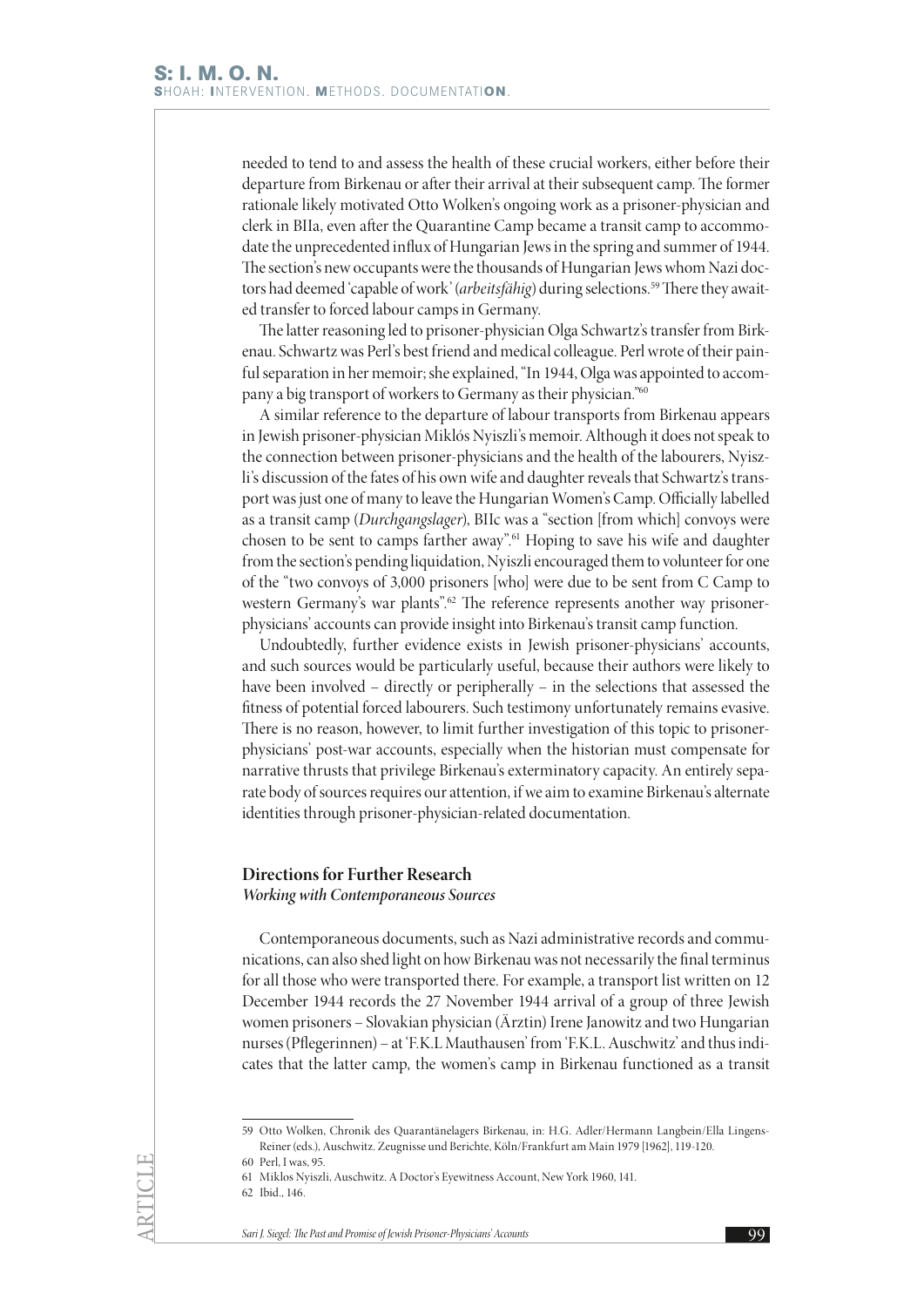needed to tend to and assess the health of these crucial workers, either before their departure from Birkenau or after their arrival at their subsequent camp. The former rationale likely motivated Otto Wolken's ongoing work as a prisoner-physician and clerk in BIIa, even after the Quarantine Camp became a transit camp to accommodate the unprecedented influx of Hungarian Jews in the spring and summer of 1944. The section's new occupants were the thousands of Hungarian Jews whom Nazi doctors had deemed 'capable of work' (*arbeitsfähig*) during selections.[59] There they awaited transfer to forced labour camps in Germany.

The latter reasoning led to prisoner-physician Olga Schwartz's transfer from Birkenau. Schwartz was Perl's best friend and medical colleague. Perl wrote of their painful separation in her memoir; she explained, "In 1944, Olga was appointed to accompany a big transport of workers to Germany as their physician."[60]

A similar reference to the departure of labour transports from Birkenau appears in Jewish prisoner-physician Miklós Nyiszli's memoir. Although it does not speak to the connection between prisoner-physicians and the health of the labourers, Nyiszli's discussion of the fates of his own wife and daughter reveals that Schwartz's transport was just one of many to leave the Hungarian Women's Camp. Officially labelled as a transit camp (*Durchgangslager*), BIIc was a "section [from which] convoys were chosen to be sent to camps farther away".[61] Hoping to save his wife and daughter from the section's pending liquidation, Nyiszli encouraged them to volunteer for one of the "two convoys of 3,000 prisoners [who] were due to be sent from C Camp to western Germany's war plants".[62] The reference represents another way prisoner-physicians' accounts can provide insight into Birkenau's transit camp function.

Undoubtedly, further evidence exists in Jewish prisoner-physicians' accounts, and such sources would be particularly useful, because their authors were likely to have been involved – directly or peripherally – in the selections that assessed the fitness of potential forced labourers. Such testimony unfortunately remains evasive. There is no reason, however, to limit further investigation of this topic to prisoner-physicians' post-war accounts, especially when the historian must compensate for narrative thrusts that privilege Birkenau's exterminatory capacity. An entirely separate body of sources requires our attention, if we aim to examine Birkenau's alternate identities through prisoner-physician-related documentation.

## Directions for Further Research

***Working with Contemporaneous Sources***

Contemporaneous documents, such as Nazi administrative records and communications, can also shed light on how Birkenau was not necessarily the final terminus for all those who were transported there. For example, a transport list written on 12 December 1944 records the 27 November 1944 arrival of a group of three Jewish women prisoners – Slovakian physician (Ärztin) Irene Janowitz and two Hungarian nurses (Pflegerinnen) – at 'F.K.L Mauthausen' from 'F.K.L. Auschwitz' and thus indicates that the latter camp, the women's camp in Birkenau functioned as a transit

59 Otto Wolken, Chronik des Quarantänelagers Birkenau, in: H.G. Adler/Hermann Langbein/Ella Lingens-Reiner (eds.), Auschwitz. Zeugnisse und Berichte, Köln/Frankfurt am Main 1979 [1962], 119-120.

60 Perl, I was, 95.

61 Miklos Nyiszli, Auschwitz. A Doctor's Eyewitness Account, New York 1960, 141.

62 Ibid., 146.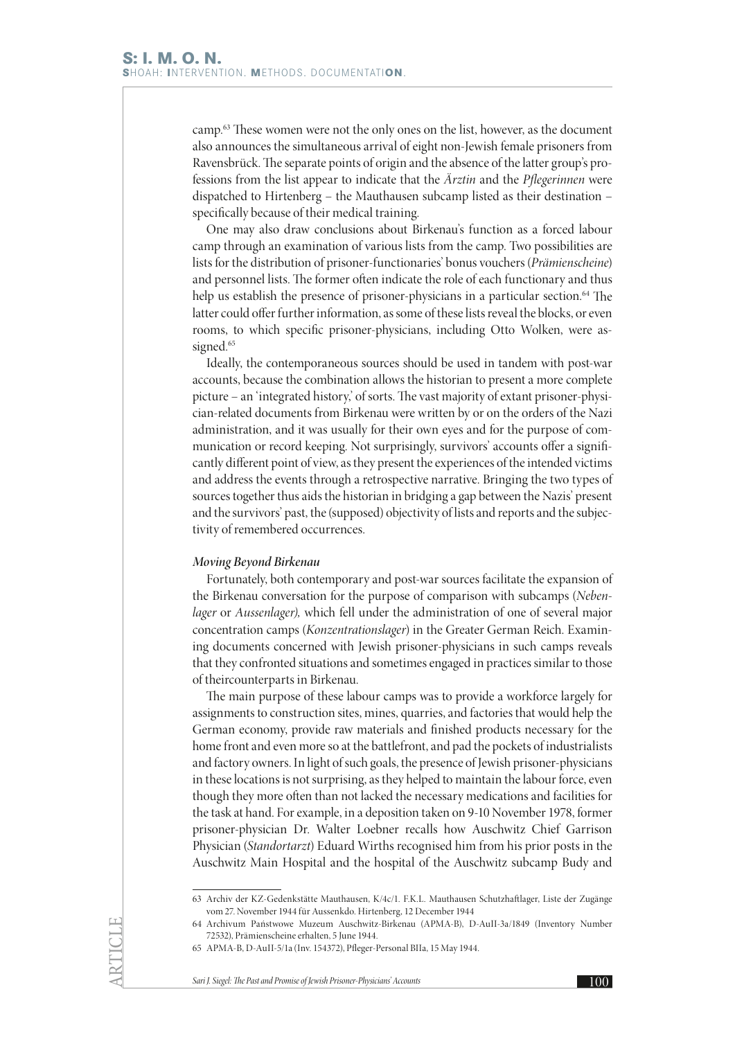camp.[63] These women were not the only ones on the list, however, as the document also announces the simultaneous arrival of eight non-Jewish female prisoners from Ravensbrück. The separate points of origin and the absence of the latter group's professions from the list appear to indicate that the *Ärztin* and the *Pflegerinnen* were dispatched to Hirtenberg – the Mauthausen subcamp listed as their destination – specifically because of their medical training.

One may also draw conclusions about Birkenau's function as a forced labour camp through an examination of various lists from the camp. Two possibilities are lists for the distribution of prisoner-functionaries' bonus vouchers (*Prämienscheine*) and personnel lists. The former often indicate the role of each functionary and thus help us establish the presence of prisoner-physicians in a particular section.[64] The latter could offer further information, as some of these lists reveal the blocks, or even rooms, to which specific prisoner-physicians, including Otto Wolken, were assigned.[65]

Ideally, the contemporaneous sources should be used in tandem with post-war accounts, because the combination allows the historian to present a more complete picture – an 'integrated history,' of sorts. The vast majority of extant prisoner-physician-related documents from Birkenau were written by or on the orders of the Nazi administration, and it was usually for their own eyes and for the purpose of communication or record keeping. Not surprisingly, survivors' accounts offer a significantly different point of view, as they present the experiences of the intended victims and address the events through a retrospective narrative. Bringing the two types of sources together thus aids the historian in bridging a gap between the Nazis' present and the survivors' past, the (supposed) objectivity of lists and reports and the subjectivity of remembered occurrences.

### *Moving Beyond Birkenau*

Fortunately, both contemporary and post-war sources facilitate the expansion of the Birkenau conversation for the purpose of comparison with subcamps (*Nebenlager* or *Aussenlager),* which fell under the administration of one of several major concentration camps (*Konzentrationslager*) in the Greater German Reich. Examining documents concerned with Jewish prisoner-physicians in such camps reveals that they confronted situations and sometimes engaged in practices similar to those of theircounterparts in Birkenau.

The main purpose of these labour camps was to provide a workforce largely for assignments to construction sites, mines, quarries, and factories that would help the German economy, provide raw materials and finished products necessary for the home front and even more so at the battlefront, and pad the pockets of industrialists and factory owners. In light of such goals, the presence of Jewish prisoner-physicians in these locations is not surprising, as they helped to maintain the labour force, even though they more often than not lacked the necessary medications and facilities for the task at hand. For example, in a deposition taken on 9-10 November 1978, former prisoner-physician Dr. Walter Loebner recalls how Auschwitz Chief Garrison Physician (*Standortarzt*) Eduard Wirths recognised him from his prior posts in the Auschwitz Main Hospital and the hospital of the Auschwitz subcamp Budy and

---

63 Archiv der KZ-Gedenkstätte Mauthausen, K/4c/1. F.K.L. Mauthausen Schutzhaftlager, Liste der Zugänge vom 27. November 1944 für Aussenkdo. Hirtenberg, 12 December 1944

64 Archivum Państwowe Muzeum Auschwitz-Birkenau (APMA-B), D-AuII-3a/1849 (Inventory Number 72532), Prämienscheine erhalten, 5 June 1944.

65 APMA-B, D-AuII-5/1a (Inv. 154372), Pfleger-Personal BIIa, 15 May 1944.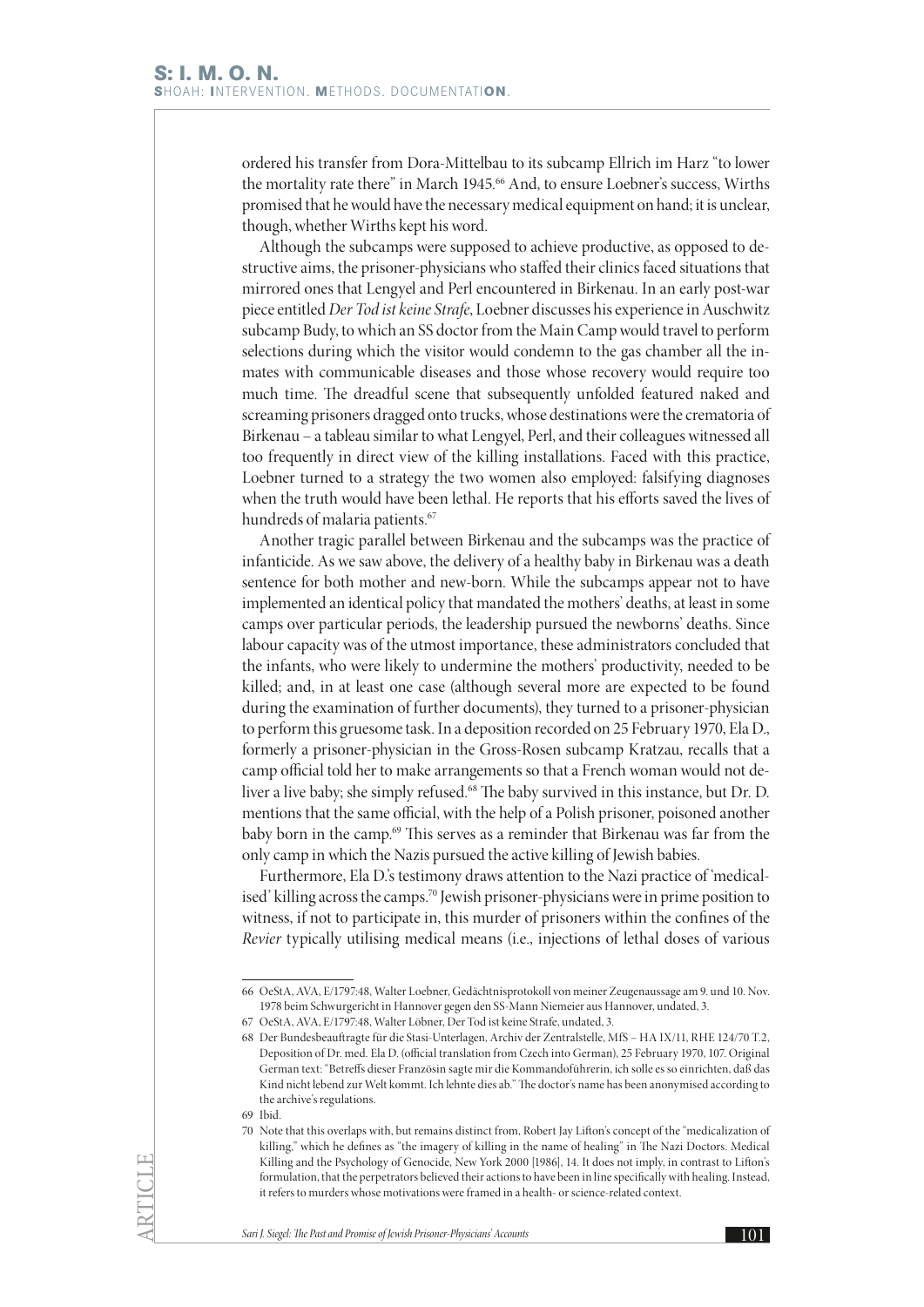ordered his transfer from Dora-Mittelbau to its subcamp Ellrich im Harz "to lower the mortality rate there" in March 1945.[66] And, to ensure Loebner's success, Wirths promised that he would have the necessary medical equipment on hand; it is unclear, though, whether Wirths kept his word.

Although the subcamps were supposed to achieve productive, as opposed to destructive aims, the prisoner-physicians who staffed their clinics faced situations that mirrored ones that Lengyel and Perl encountered in Birkenau. In an early post-war piece entitled *Der Tod ist keine Strafe*, Loebner discusses his experience in Auschwitz subcamp Budy, to which an SS doctor from the Main Camp would travel to perform selections during which the visitor would condemn to the gas chamber all the inmates with communicable diseases and those whose recovery would require too much time. The dreadful scene that subsequently unfolded featured naked and screaming prisoners dragged onto trucks, whose destinations were the crematoria of Birkenau – a tableau similar to what Lengyel, Perl, and their colleagues witnessed all too frequently in direct view of the killing installations. Faced with this practice, Loebner turned to a strategy the two women also employed: falsifying diagnoses when the truth would have been lethal. He reports that his efforts saved the lives of hundreds of malaria patients.[67]

Another tragic parallel between Birkenau and the subcamps was the practice of infanticide. As we saw above, the delivery of a healthy baby in Birkenau was a death sentence for both mother and new-born. While the subcamps appear not to have implemented an identical policy that mandated the mothers' deaths, at least in some camps over particular periods, the leadership pursued the newborns' deaths. Since labour capacity was of the utmost importance, these administrators concluded that the infants, who were likely to undermine the mothers' productivity, needed to be killed; and, in at least one case (although several more are expected to be found during the examination of further documents), they turned to a prisoner-physician to perform this gruesome task. In a deposition recorded on 25 February 1970, Ela D., formerly a prisoner-physician in the Gross-Rosen subcamp Kratzau, recalls that a camp official told her to make arrangements so that a French woman would not deliver a live baby; she simply refused.[68] The baby survived in this instance, but Dr. D. mentions that the same official, with the help of a Polish prisoner, poisoned another baby born in the camp.[69] This serves as a reminder that Birkenau was far from the only camp in which the Nazis pursued the active killing of Jewish babies.

Furthermore, Ela D.'s testimony draws attention to the Nazi practice of 'medicalised' killing across the camps.[70] Jewish prisoner-physicians were in prime position to witness, if not to participate in, this murder of prisoners within the confines of the *Revier* typically utilising medical means (i.e., injections of lethal doses of various

---

66 OeStA, AVA, E/1797:48, Walter Loebner, Gedächtnisprotokoll von meiner Zeugenaussage am 9. und 10. Nov. 1978 beim Schwurgericht in Hannover gegen den SS-Mann Niemeier aus Hannover, undated, 3.

67 OeStA, AVA, E/1797:48, Walter Löbner, Der Tod ist keine Strafe, undated, 3.

68 Der Bundesbeauftragte für die Stasi-Unterlagen, Archiv der Zentralstelle, MfS – HA IX/11, RHE 124/70 T.2, Deposition of Dr. med. Ela D. (official translation from Czech into German), 25 February 1970, 107. Original German text: "Betreffs dieser Französin sagte mir die Kommandoführerin, ich solle es so einrichten, daß das Kind nicht lebend zur Welt kommt. Ich lehnte dies ab." The doctor's name has been anonymised according to the archive's regulations.

69 Ibid.

70 Note that this overlaps with, but remains distinct from, Robert Jay Lifton's concept of the "medicalization of killing," which he defines as "the imagery of killing in the name of healing" in The Nazi Doctors. Medical Killing and the Psychology of Genocide, New York 2000 [1986], 14. It does not imply, in contrast to Lifton's formulation, that the perpetrators believed their actions to have been in line specifically with healing. Instead, it refers to murders whose motivations were framed in a health- or science-related context.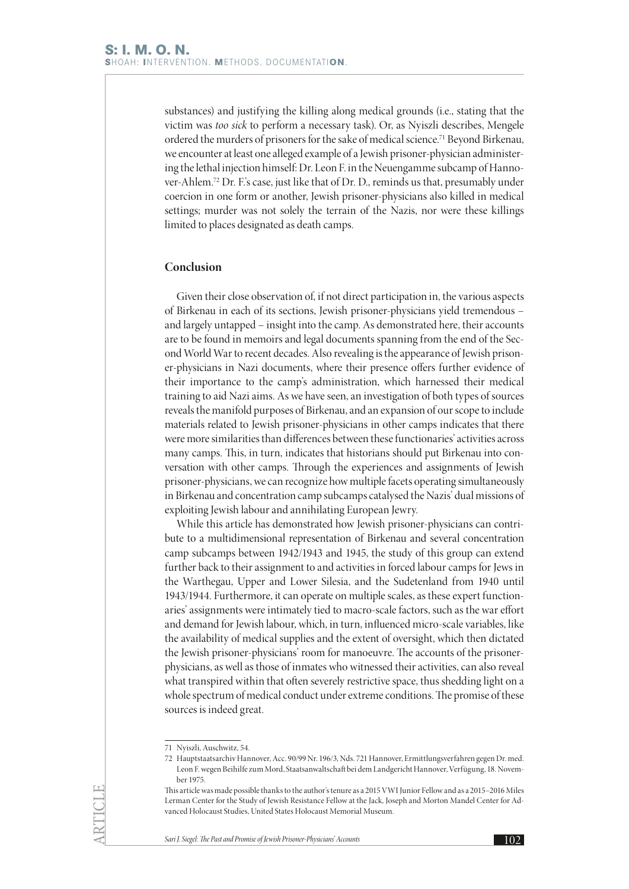substances) and justifying the killing along medical grounds (i.e., stating that the victim was *too sick* to perform a necessary task). Or, as Nyiszli describes, Mengele ordered the murders of prisoners for the sake of medical science.[71] Beyond Birkenau, we encounter at least one alleged example of a Jewish prisoner-physician administering the lethal injection himself: Dr. Leon F. in the Neuengamme subcamp of Hannover-Ahlem.[72] Dr. F.'s case, just like that of Dr. D., reminds us that, presumably under coercion in one form or another, Jewish prisoner-physicians also killed in medical settings; murder was not solely the terrain of the Nazis, nor were these killings limited to places designated as death camps.

### Conclusion

Given their close observation of, if not direct participation in, the various aspects of Birkenau in each of its sections, Jewish prisoner-physicians yield tremendous – and largely untapped – insight into the camp. As demonstrated here, their accounts are to be found in memoirs and legal documents spanning from the end of the Second World War to recent decades. Also revealing is the appearance of Jewish prisoner-physicians in Nazi documents, where their presence offers further evidence of their importance to the camp's administration, which harnessed their medical training to aid Nazi aims. As we have seen, an investigation of both types of sources reveals the manifold purposes of Birkenau, and an expansion of our scope to include materials related to Jewish prisoner-physicians in other camps indicates that there were more similarities than differences between these functionaries' activities across many camps. This, in turn, indicates that historians should put Birkenau into conversation with other camps. Through the experiences and assignments of Jewish prisoner-physicians, we can recognize how multiple facets operating simultaneously in Birkenau and concentration camp subcamps catalysed the Nazis' dual missions of exploiting Jewish labour and annihilating European Jewry.

While this article has demonstrated how Jewish prisoner-physicians can contribute to a multidimensional representation of Birkenau and several concentration camp subcamps between 1942/1943 and 1945, the study of this group can extend further back to their assignment to and activities in forced labour camps for Jews in the Warthegau, Upper and Lower Silesia, and the Sudetenland from 1940 until 1943/1944. Furthermore, it can operate on multiple scales, as these expert functionaries' assignments were intimately tied to macro-scale factors, such as the war effort and demand for Jewish labour, which, in turn, influenced micro-scale variables, like the availability of medical supplies and the extent of oversight, which then dictated the Jewish prisoner-physicians' room for manoeuvre. The accounts of the prisoner-physicians, as well as those of inmates who witnessed their activities, can also reveal what transpired within that often severely restrictive space, thus shedding light on a whole spectrum of medical conduct under extreme conditions. The promise of these sources is indeed great.

---

71 Nyiszli, Auschwitz, 54.

72 Hauptstaatsarchiv Hannover, Acc. 90/99 Nr. 196/3, Nds. 721 Hannover, Ermittlungsverfahren gegen Dr. med. Leon F. wegen Beihilfe zum Mord, Staatsanwaltschaft bei dem Landgericht Hannover, Verfügung, 18. November 1975.

This article was made possible thanks to the author's tenure as a 2015 VWI Junior Fellow and as a 2015–2016 Miles Lerman Center for the Study of Jewish Resistance Fellow at the Jack, Joseph and Morton Mandel Center for Advanced Holocaust Studies, United States Holocaust Memorial Museum.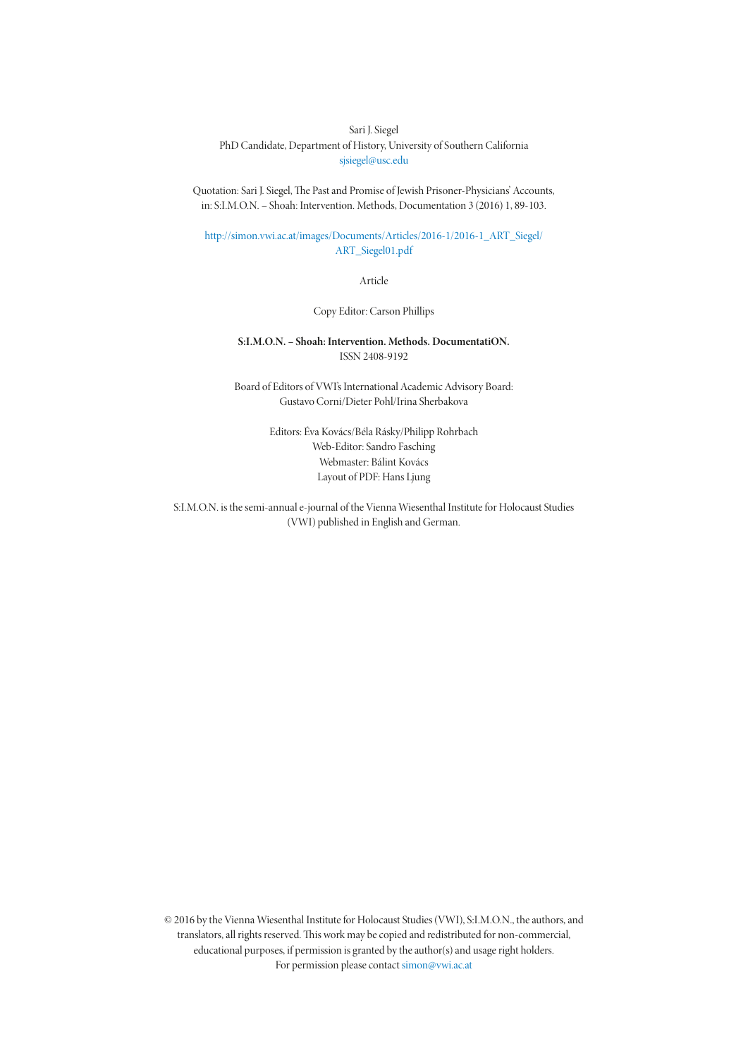Sari J. Siegel
PhD Candidate, Department of History, University of Southern California
sjsiegel@usc.edu

Quotation: Sari J. Siegel, The Past and Promise of Jewish Prisoner-Physicians' Accounts, in: S:I.M.O.N. – Shoah: Intervention. Methods, Documentation 3 (2016) 1, 89-103.

http://simon.vwi.ac.at/images/Documents/Articles/2016-1/2016-1_ART_Siegel/ART_Siegel01.pdf

Article

Copy Editor: Carson Phillips

**S:I.M.O.N. – Shoah: Intervention. Methods. DocumentatiON.**
ISSN 2408-9192

Board of Editors of VWI's International Academic Advisory Board:
Gustavo Corni/Dieter Pohl/Irina Sherbakova

Editors: Éva Kovács/Béla Rásky/Philipp Rohrbach
Web-Editor: Sandro Fasching
Webmaster: Bálint Kovács
Layout of PDF: Hans Ljung

S:I.M.O.N. is the semi-annual e-journal of the Vienna Wiesenthal Institute for Holocaust Studies (VWI) published in English and German.

© 2016 by the Vienna Wiesenthal Institute for Holocaust Studies (VWI), S:I.M.O.N., the authors, and translators, all rights reserved. This work may be copied and redistributed for non-commercial, educational purposes, if permission is granted by the author(s) and usage right holders. For permission please contact simon@vwi.ac.at